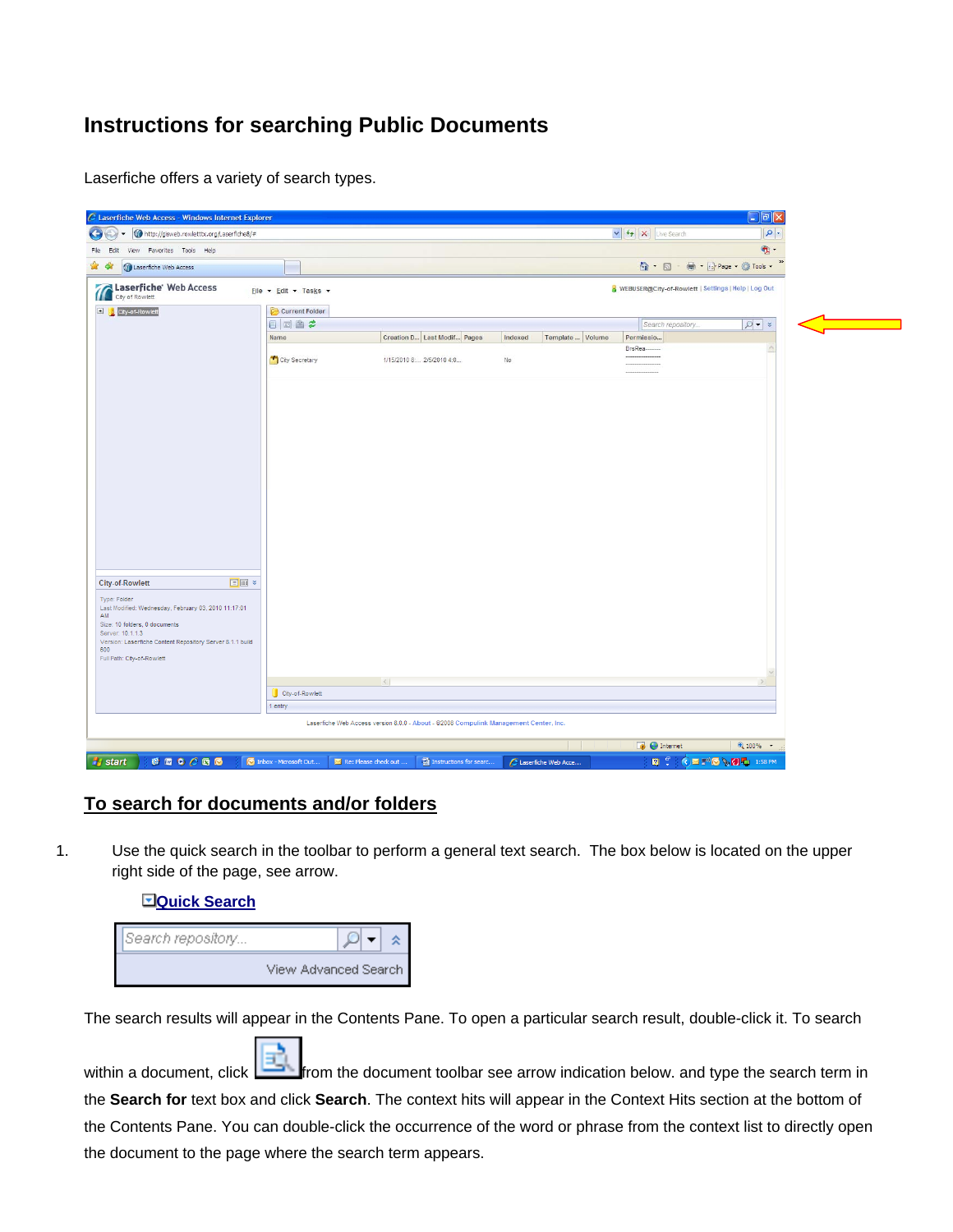# Instructions for searching Public Documents

Laserfiche offers a variety of search types.

## To search for documents and/or folders

1. Use the quick search in the toolbar to perform a general text search. The box below is located on the upper right side of the page, see arrow.

   **Quick Search**

The search results will appear in the Contents Pane. To open a particular search result, double-click it. To search within a document, click from the document toolbar see arrow indication below. and type the search term in the **Search for** text box and click **Search**. The context hits will appear in the Context Hits section at the bottom of the Contents Pane. You can double-click the occurrence of the word or phrase from the context list to directly open the document to the page where the search term appears.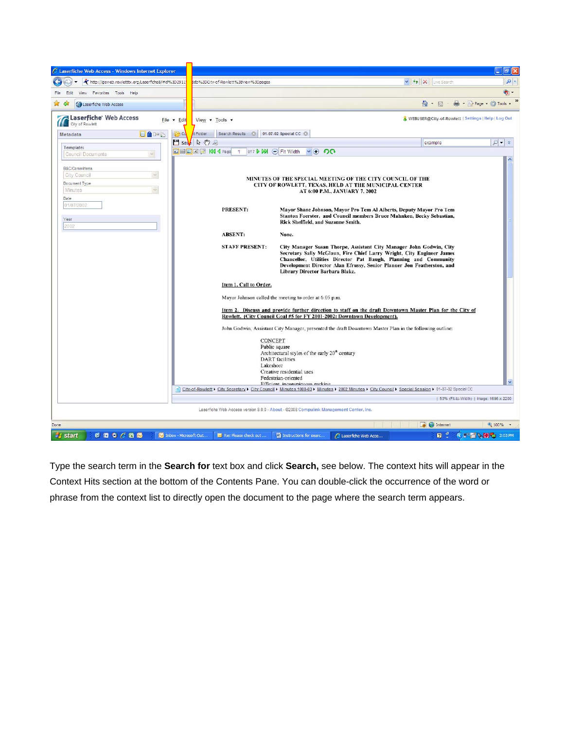Type the search term in the **Search for** text box and click **Search,** see below. The context hits will appear in the Context Hits section at the bottom of the Contents Pane. You can double-click the occurrence of the word or phrase from the context list to directly open the document to the page where the search term appears.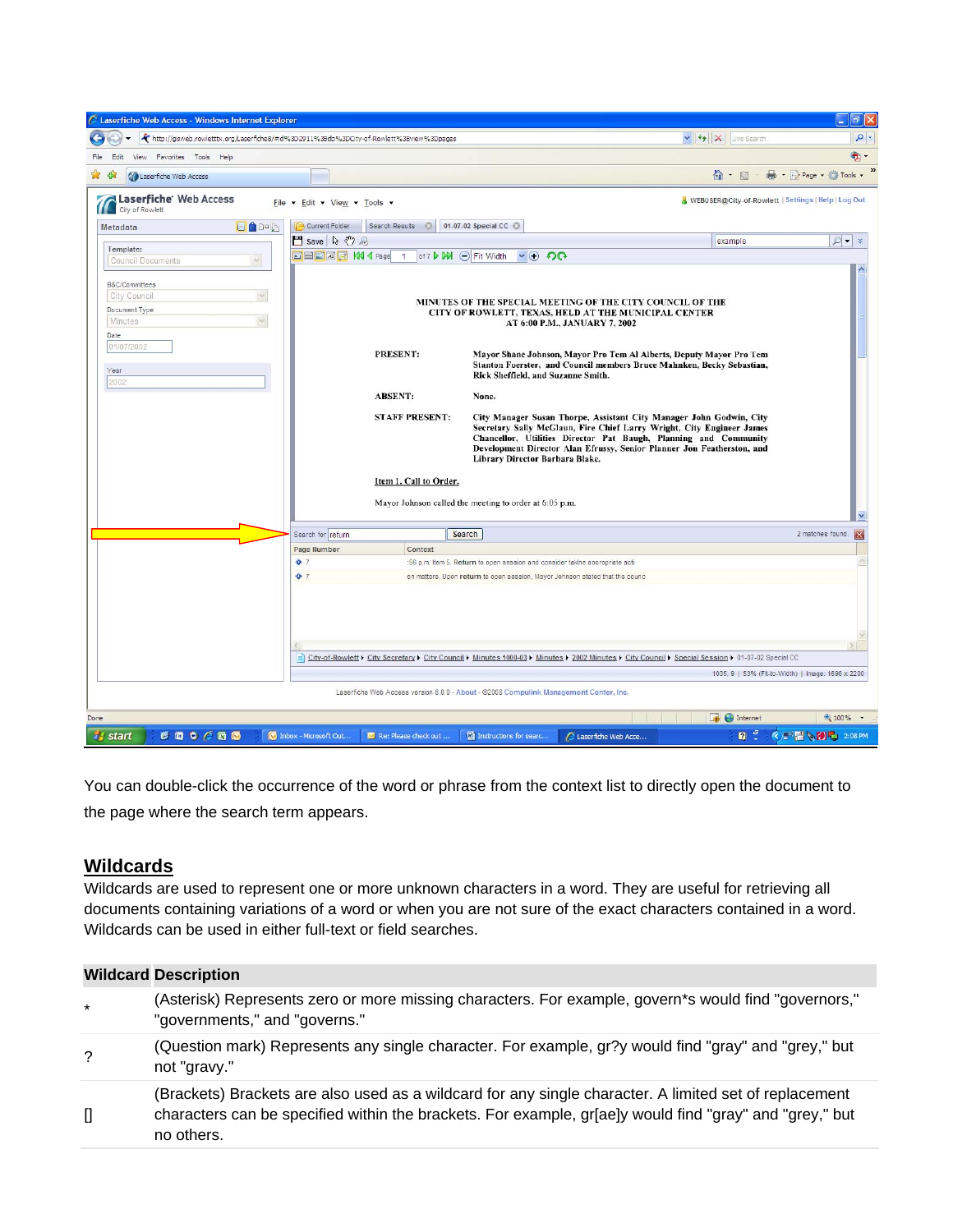You can double-click the occurrence of the word or phrase from the context list to directly open the document to the page where the search term appears.

## Wildcards

Wildcards are used to represent one or more unknown characters in a word. They are useful for retrieving all documents containing variations of a word or when you are not sure of the exact characters contained in a word. Wildcards can be used in either full-text or field searches.

| Wildcard | Description |
|---|---|
| * | (Asterisk) Represents zero or more missing characters. For example, govern*s would find "governors," "governments," and "governs." |
| ? | (Question mark) Represents any single character. For example, gr?y would find "gray" and "grey," but not "gravy." |
| [] | (Brackets) Brackets are also used as a wildcard for any single character. A limited set of replacement characters can be specified within the brackets. For example, gr[ae]y would find "gray" and "grey," but no others. |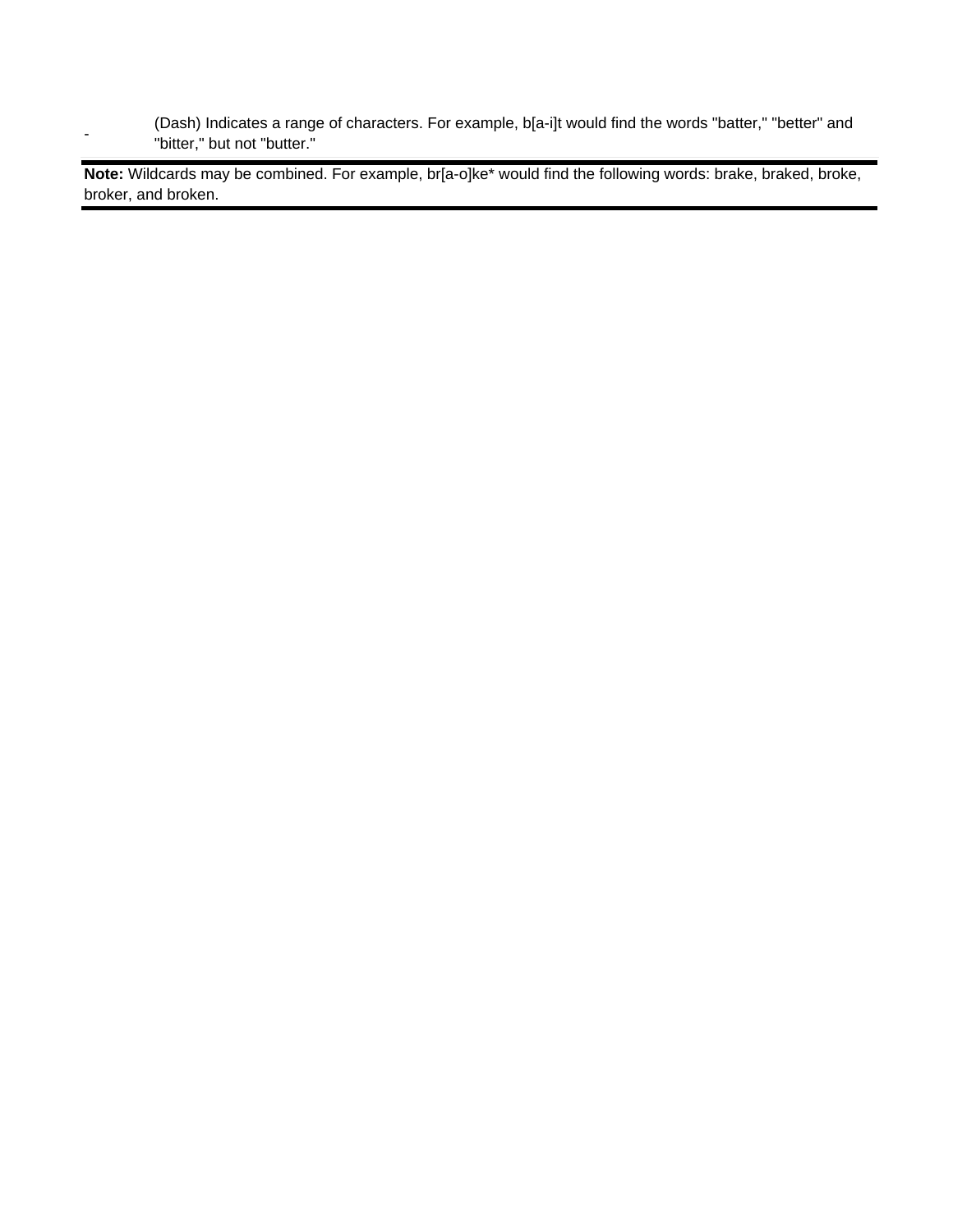| | |
|---|---|
| - | (Dash) Indicates a range of characters. For example, b[a-i]t would find the words "batter," "better" and "bitter," but not "butter." |

**Note:** Wildcards may be combined. For example, br[a-o]ke* would find the following words: brake, braked, broke, broker, and broken.